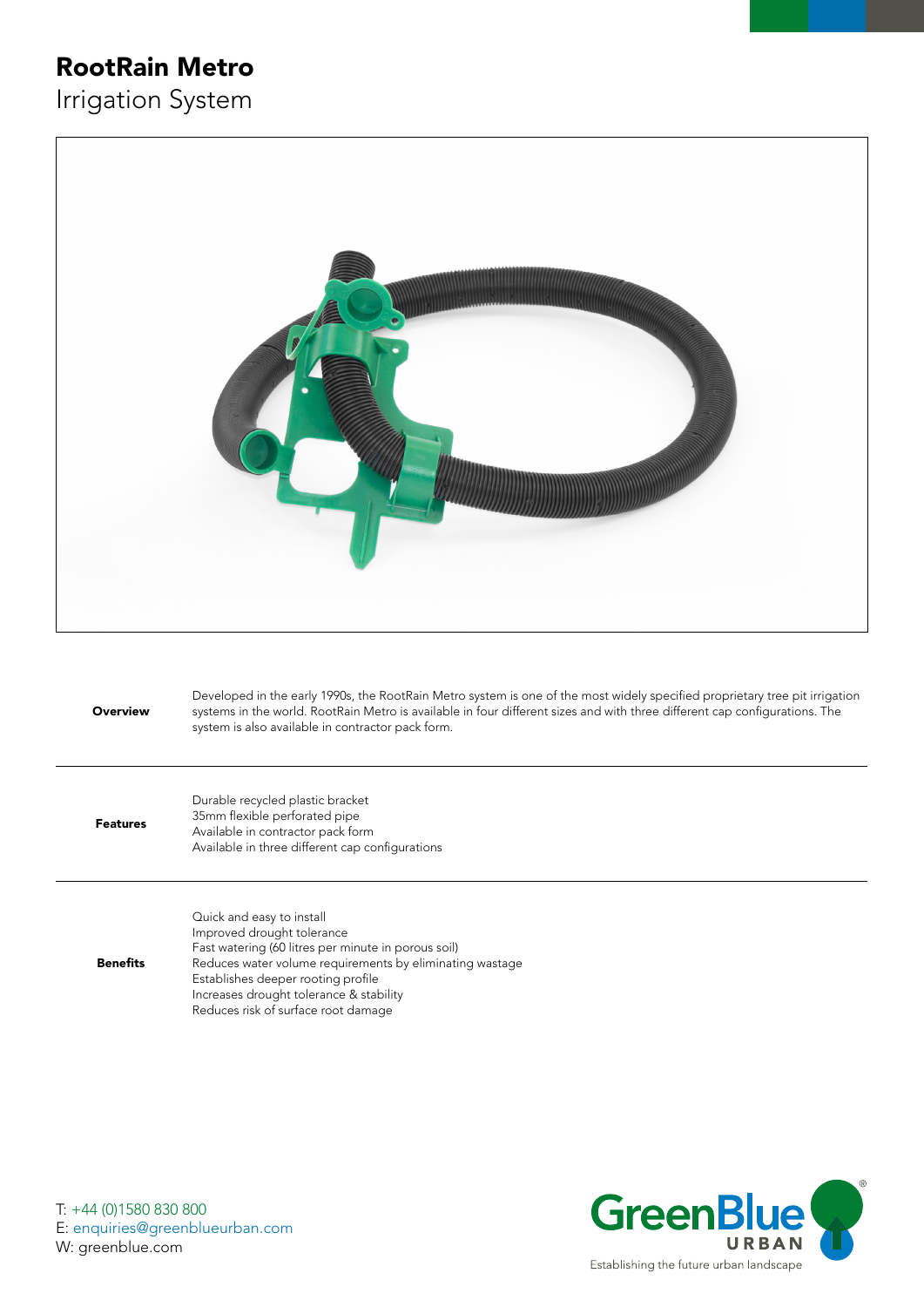# RootRain Metro

## Irrigation System

| | |
|---|---|
| **Overview** | Developed in the early 1990s, the RootRain Metro system is one of the most widely specified proprietary tree pit irrigation systems in the world. RootRain Metro is available in four different sizes and with three different cap configurations. The system is also available in contractor pack form. |
| **Features** | Durable recycled plastic bracket<br>35mm flexible perforated pipe<br>Available in contractor pack form<br>Available in three different cap configurations |
| **Benefits** | Quick and easy to install<br>Improved drought tolerance<br>Fast watering (60 litres per minute in porous soil)<br>Reduces water volume requirements by eliminating wastage<br>Establishes deeper rooting profile<br>Increases drought tolerance & stability<br>Reduces risk of surface root damage |

T: +44 (0)1580 830 800
E: enquiries@greenblueurban.com
W: greenblue.com

GreenBlue URBAN®
Establishing the future urban landscape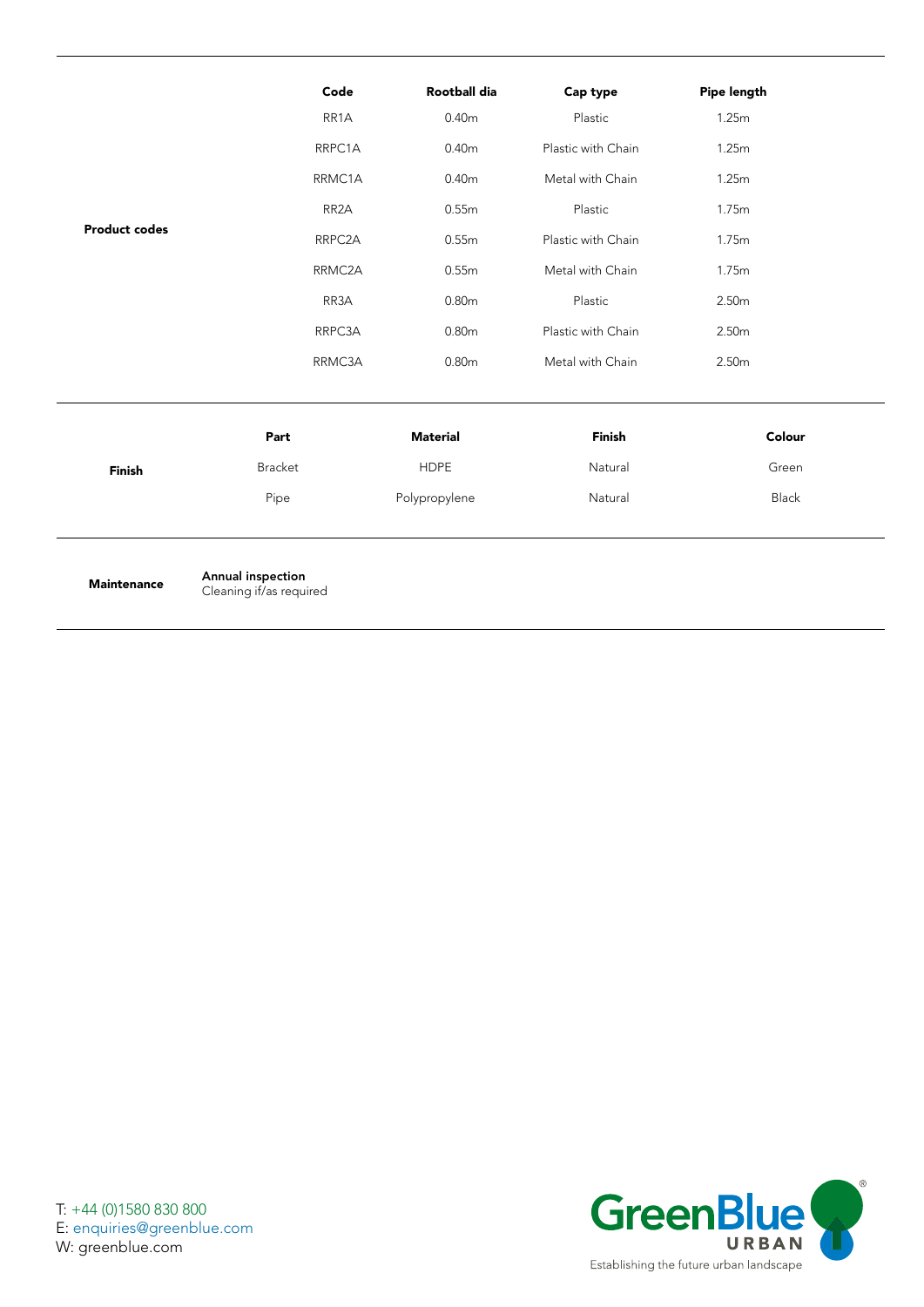| Product codes | Code | Rootball dia | Cap type | Pipe length |
|---|---|---|---|---|
| | RR1A | 0.40m | Plastic | 1.25m |
| | RRPC1A | 0.40m | Plastic with Chain | 1.25m |
| | RRMC1A | 0.40m | Metal with Chain | 1.25m |
| | RR2A | 0.55m | Plastic | 1.75m |
| | RRPC2A | 0.55m | Plastic with Chain | 1.75m |
| | RRMC2A | 0.55m | Metal with Chain | 1.75m |
| | RR3A | 0.80m | Plastic | 2.50m |
| | RRPC3A | 0.80m | Plastic with Chain | 2.50m |
| | RRMC3A | 0.80m | Metal with Chain | 2.50m |

| Finish | Part | Material | Finish | Colour |
|---|---|---|---|---|
| | Bracket | HDPE | Natural | Green |
| | Pipe | Polypropylene | Natural | Black |

**Maintenance**

**Annual inspection**
Cleaning if/as required

T: +44 (0)1580 830 800
E: enquiries@greenblue.com
W: greenblue.com

GreenBlue URBAN®
Establishing the future urban landscape